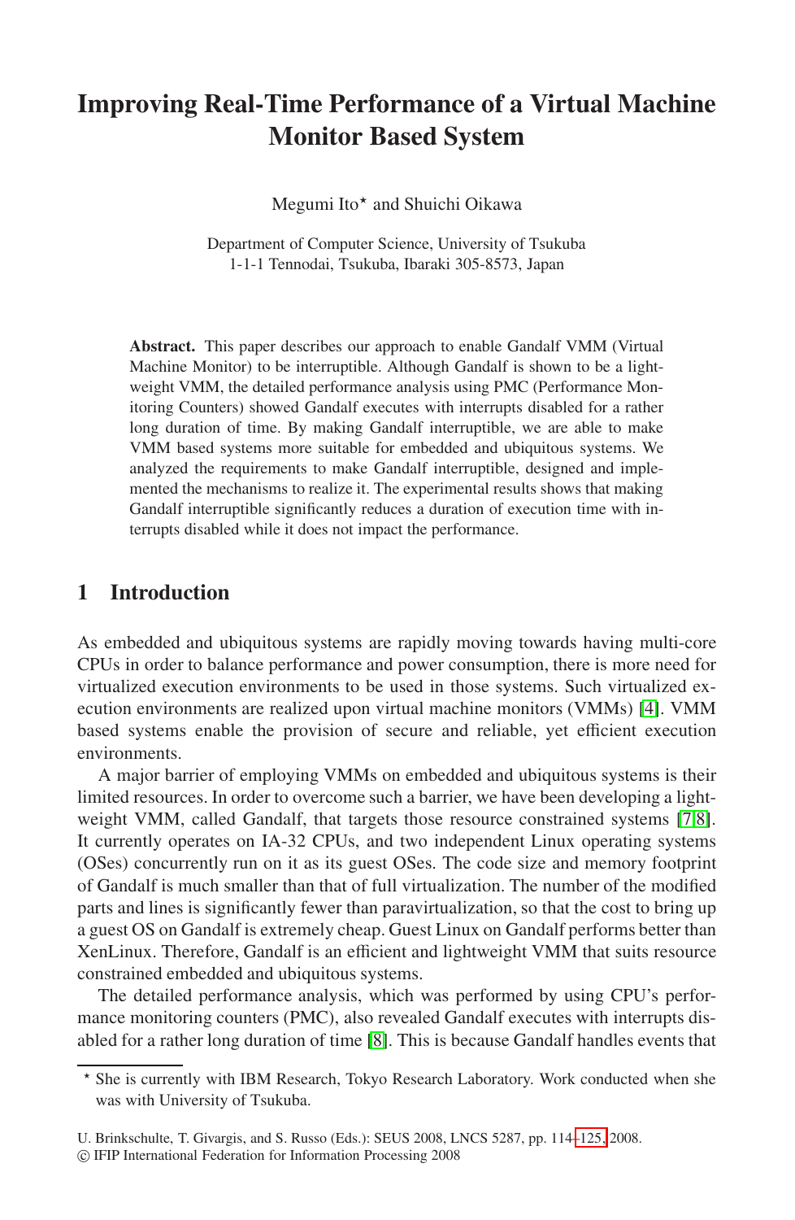# Improving Real-Time Performance of a Virtual Machine Monitor Based System

Megumi Ito* and Shuichi Oikawa

Department of Computer Science, University of Tsukuba
1-1-1 Tennodai, Tsukuba, Ibaraki 305-8573, Japan

**Abstract.** This paper describes our approach to enable Gandalf VMM (Virtual Machine Monitor) to be interruptible. Although Gandalf is shown to be a lightweight VMM, the detailed performance analysis using PMC (Performance Monitoring Counters) showed Gandalf executes with interrupts disabled for a rather long duration of time. By making Gandalf interruptible, we are able to make VMM based systems more suitable for embedded and ubiquitous systems. We analyzed the requirements to make Gandalf interruptible, designed and implemented the mechanisms to realize it. The experimental results shows that making Gandalf interruptible significantly reduces a duration of execution time with interrupts disabled while it does not impact the performance.

## 1 Introduction

As embedded and ubiquitous systems are rapidly moving towards having multi-core CPUs in order to balance performance and power consumption, there is more need for virtualized execution environments to be used in those systems. Such virtualized execution environments are realized upon virtual machine monitors (VMMs) [4]. VMM based systems enable the provision of secure and reliable, yet efficient execution environments.

A major barrier of employing VMMs on embedded and ubiquitous systems is their limited resources. In order to overcome such a barrier, we have been developing a lightweight VMM, called Gandalf, that targets those resource constrained systems [7,8]. It currently operates on IA-32 CPUs, and two independent Linux operating systems (OSes) concurrently run on it as its guest OSes. The code size and memory footprint of Gandalf is much smaller than that of full virtualization. The number of the modified parts and lines is significantly fewer than paravirtualization, so that the cost to bring up a guest OS on Gandalf is extremely cheap. Guest Linux on Gandalf performs better than XenLinux. Therefore, Gandalf is an efficient and lightweight VMM that suits resource constrained embedded and ubiquitous systems.

The detailed performance analysis, which was performed by using CPU's performance monitoring counters (PMC), also revealed Gandalf executes with interrupts disabled for a rather long duration of time [8]. This is because Gandalf handles events that

* She is currently with IBM Research, Tokyo Research Laboratory. Work conducted when she was with University of Tsukuba.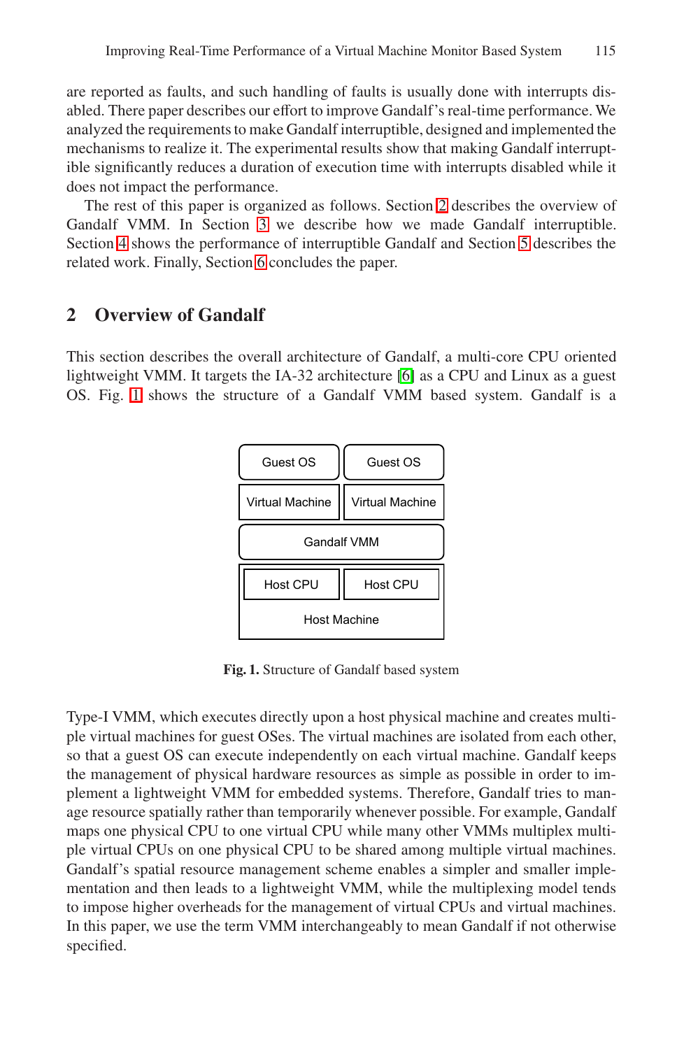are reported as faults, and such handling of faults is usually done with interrupts disabled. There paper describes our effort to improve Gandalf's real-time performance. We analyzed the requirements to make Gandalf interruptible, designed and implemented the mechanisms to realize it. The experimental results show that making Gandalf interruptible significantly reduces a duration of execution time with interrupts disabled while it does not impact the performance.

The rest of this paper is organized as follows. Section 2 describes the overview of Gandalf VMM. In Section 3 we describe how we made Gandalf interruptible. Section 4 shows the performance of interruptible Gandalf and Section 5 describes the related work. Finally, Section 6 concludes the paper.

## 2 Overview of Gandalf

This section describes the overall architecture of Gandalf, a multi-core CPU oriented lightweight VMM. It targets the IA-32 architecture [6] as a CPU and Linux as a guest OS. Fig. 1 shows the structure of a Gandalf VMM based system. Gandalf is a Type-I VMM, which executes directly upon a host physical machine and creates multiple virtual machines for guest OSes. The virtual machines are isolated from each other, so that a guest OS can execute independently on each virtual machine. Gandalf keeps the management of physical hardware resources as simple as possible in order to implement a lightweight VMM for embedded systems. Therefore, Gandalf tries to manage resource spatially rather than temporarily whenever possible. For example, Gandalf maps one physical CPU to one virtual CPU while many other VMMs multiplex multiple virtual CPUs on one physical CPU to be shared among multiple virtual machines. Gandalf's spatial resource management scheme enables a simpler and smaller implementation and then leads to a lightweight VMM, while the multiplexing model tends to impose higher overheads for the management of virtual CPUs and virtual machines. In this paper, we use the term VMM interchangeably to mean Gandalf if not otherwise specified.

| Guest OS | Guest OS |
| --- | --- |
| Virtual Machine | Virtual Machine |
| Gandalf VMM | |
| Host CPU | Host CPU |
| Host Machine | |

**Fig. 1.** Structure of Gandalf based system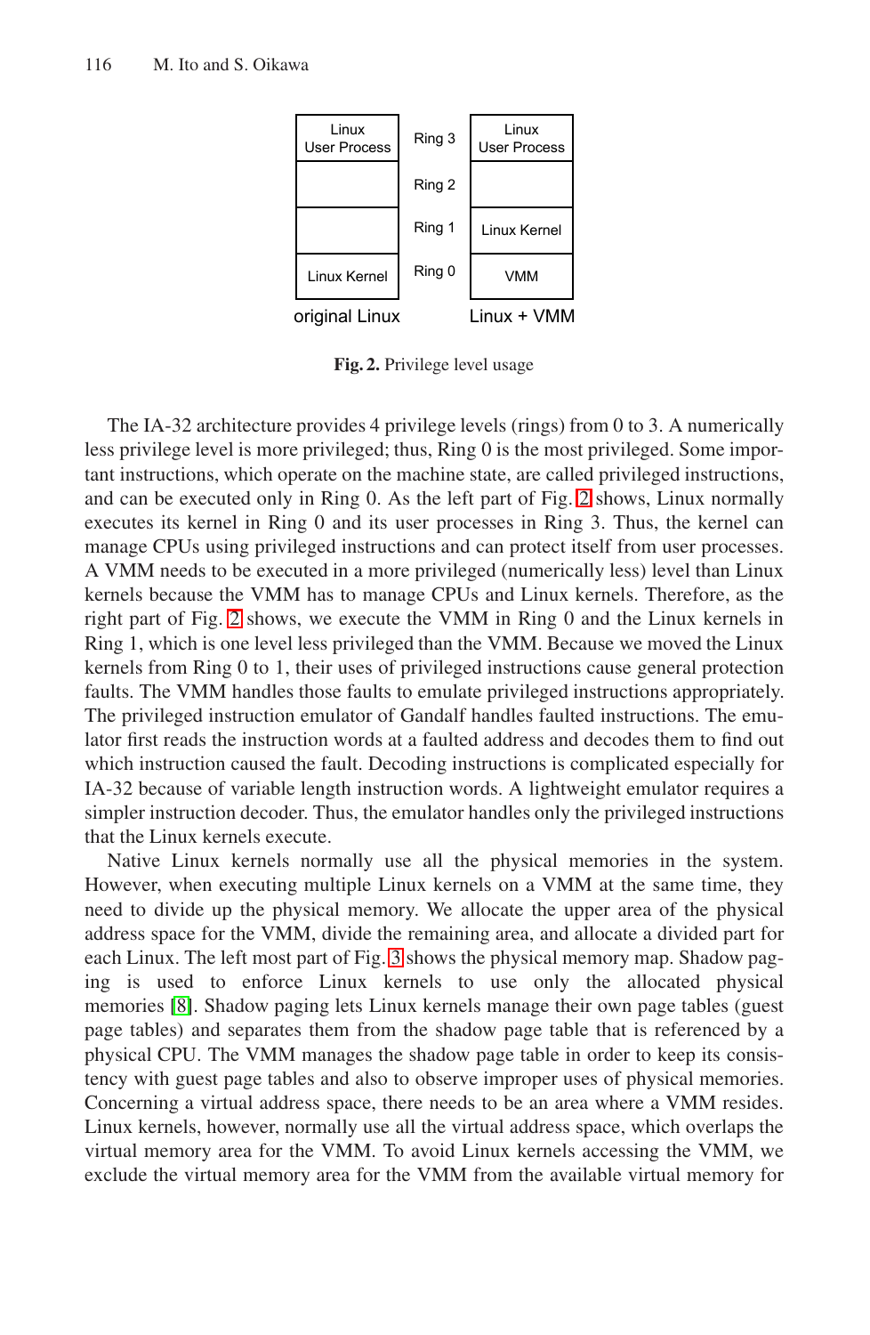| Original Linux | Ring | Linux + VMM |
|---|---|---|
| Linux User Process | Ring 3 | Linux User Process |
| | Ring 2 | |
| | Ring 1 | Linux Kernel |
| Linux Kernel | Ring 0 | VMM |

**Fig. 2.** Privilege level usage

The IA-32 architecture provides 4 privilege levels (rings) from 0 to 3. A numerically less privilege level is more privileged; thus, Ring 0 is the most privileged. Some important instructions, which operate on the machine state, are called privileged instructions, and can be executed only in Ring 0. As the left part of Fig. 2 shows, Linux normally executes its kernel in Ring 0 and its user processes in Ring 3. Thus, the kernel can manage CPUs using privileged instructions and can protect itself from user processes. A VMM needs to be executed in a more privileged (numerically less) level than Linux kernels because the VMM has to manage CPUs and Linux kernels. Therefore, as the right part of Fig. 2 shows, we execute the VMM in Ring 0 and the Linux kernels in Ring 1, which is one level less privileged than the VMM. Because we moved the Linux kernels from Ring 0 to 1, their uses of privileged instructions cause general protection faults. The VMM handles those faults to emulate privileged instructions appropriately. The privileged instruction emulator of Gandalf handles faulted instructions. The emulator first reads the instruction words at a faulted address and decodes them to find out which instruction caused the fault. Decoding instructions is complicated especially for IA-32 because of variable length instruction words. A lightweight emulator requires a simpler instruction decoder. Thus, the emulator handles only the privileged instructions that the Linux kernels execute.

Native Linux kernels normally use all the physical memories in the system. However, when executing multiple Linux kernels on a VMM at the same time, they need to divide up the physical memory. We allocate the upper area of the physical address space for the VMM, divide the remaining area, and allocate a divided part for each Linux. The left most part of Fig. 3 shows the physical memory map. Shadow paging is used to enforce Linux kernels to use only the allocated physical memories [8]. Shadow paging lets Linux kernels manage their own page tables (guest page tables) and separates them from the shadow page table that is referenced by a physical CPU. The VMM manages the shadow page table in order to keep its consistency with guest page tables and also to observe improper uses of physical memories. Concerning a virtual address space, there needs to be an area where a VMM resides. Linux kernels, however, normally use all the virtual address space, which overlaps the virtual memory area for the VMM. To avoid Linux kernels accessing the VMM, we exclude the virtual memory area for the VMM from the available virtual memory for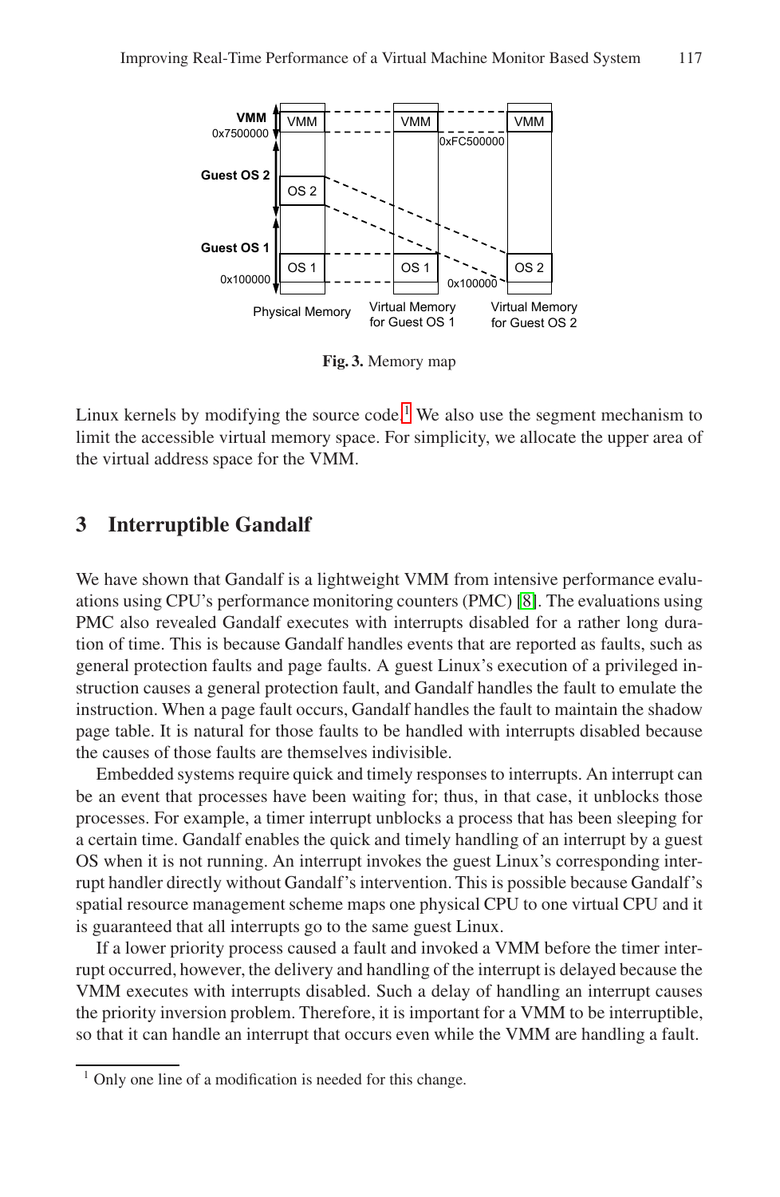VMM
0x7500000
Guest OS 2
Guest OS 1
0x100000
VMM
OS 2
OS 1
VMM
0xFC500000
OS 1
0x100000
VMM
OS 2
Physical Memory
Virtual Memory for Guest OS 1
Virtual Memory for Guest OS 2

**Fig. 3.** Memory map

Linux kernels by modifying the source code.[1] We also use the segment mechanism to limit the accessible virtual memory space. For simplicity, we allocate the upper area of the virtual address space for the VMM.

## 3 Interruptible Gandalf

We have shown that Gandalf is a lightweight VMM from intensive performance evaluations using CPU's performance monitoring counters (PMC) [8]. The evaluations using PMC also revealed Gandalf executes with interrupts disabled for a rather long duration of time. This is because Gandalf handles events that are reported as faults, such as general protection faults and page faults. A guest Linux's execution of a privileged instruction causes a general protection fault, and Gandalf handles the fault to emulate the instruction. When a page fault occurs, Gandalf handles the fault to maintain the shadow page table. It is natural for those faults to be handled with interrupts disabled because the causes of those faults are themselves indivisible.

Embedded systems require quick and timely responses to interrupts. An interrupt can be an event that processes have been waiting for; thus, in that case, it unblocks those processes. For example, a timer interrupt unblocks a process that has been sleeping for a certain time. Gandalf enables the quick and timely handling of an interrupt by a guest OS when it is not running. An interrupt invokes the guest Linux's corresponding interrupt handler directly without Gandalf's intervention. This is possible because Gandalf's spatial resource management scheme maps one physical CPU to one virtual CPU and it is guaranteed that all interrupts go to the same guest Linux.

If a lower priority process caused a fault and invoked a VMM before the timer interrupt occurred, however, the delivery and handling of the interrupt is delayed because the VMM executes with interrupts disabled. Such a delay of handling an interrupt causes the priority inversion problem. Therefore, it is important for a VMM to be interruptible, so that it can handle an interrupt that occurs even while the VMM are handling a fault.

[1] Only one line of a modification is needed for this change.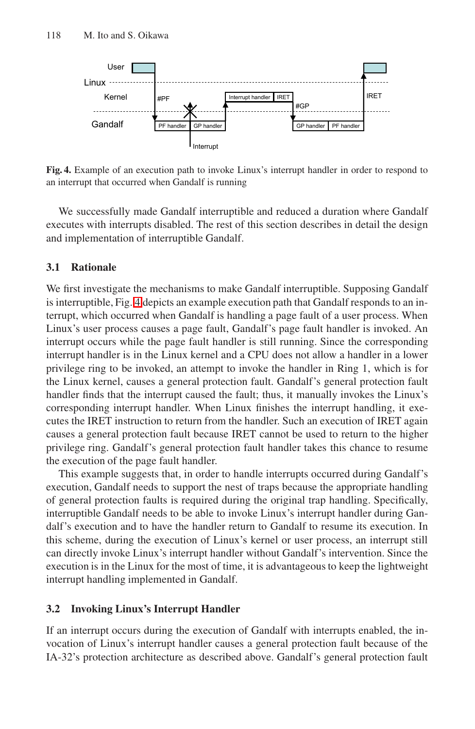**Fig. 4.** Example of an execution path to invoke Linux's interrupt handler in order to respond to an interrupt that occurred when Gandalf is running

We successfully made Gandalf interruptible and reduced a duration where Gandalf executes with interrupts disabled. The rest of this section describes in detail the design and implementation of interruptible Gandalf.

### 3.1 Rationale

We first investigate the mechanisms to make Gandalf interruptible. Supposing Gandalf is interruptible, Fig. 4 depicts an example execution path that Gandalf responds to an interrupt, which occurred when Gandalf is handling a page fault of a user process. When Linux's user process causes a page fault, Gandalf's page fault handler is invoked. An interrupt occurs while the page fault handler is still running. Since the corresponding interrupt handler is in the Linux kernel and a CPU does not allow a handler in a lower privilege ring to be invoked, an attempt to invoke the handler in Ring 1, which is for the Linux kernel, causes a general protection fault. Gandalf's general protection fault handler finds that the interrupt caused the fault; thus, it manually invokes the Linux's corresponding interrupt handler. When Linux finishes the interrupt handling, it executes the IRET instruction to return from the handler. Such an execution of IRET again causes a general protection fault because IRET cannot be used to return to the higher privilege ring. Gandalf's general protection fault handler takes this chance to resume the execution of the page fault handler.

This example suggests that, in order to handle interrupts occurred during Gandalf's execution, Gandalf needs to support the nest of traps because the appropriate handling of general protection faults is required during the original trap handling. Specifically, interruptible Gandalf needs to be able to invoke Linux's interrupt handler during Gandalf's execution and to have the handler return to Gandalf to resume its execution. In this scheme, during the execution of Linux's kernel or user process, an interrupt still can directly invoke Linux's interrupt handler without Gandalf's intervention. Since the execution is in the Linux for the most of time, it is advantageous to keep the lightweight interrupt handling implemented in Gandalf.

### 3.2 Invoking Linux's Interrupt Handler

If an interrupt occurs during the execution of Gandalf with interrupts enabled, the invocation of Linux's interrupt handler causes a general protection fault because of the IA-32's protection architecture as described above. Gandalf's general protection fault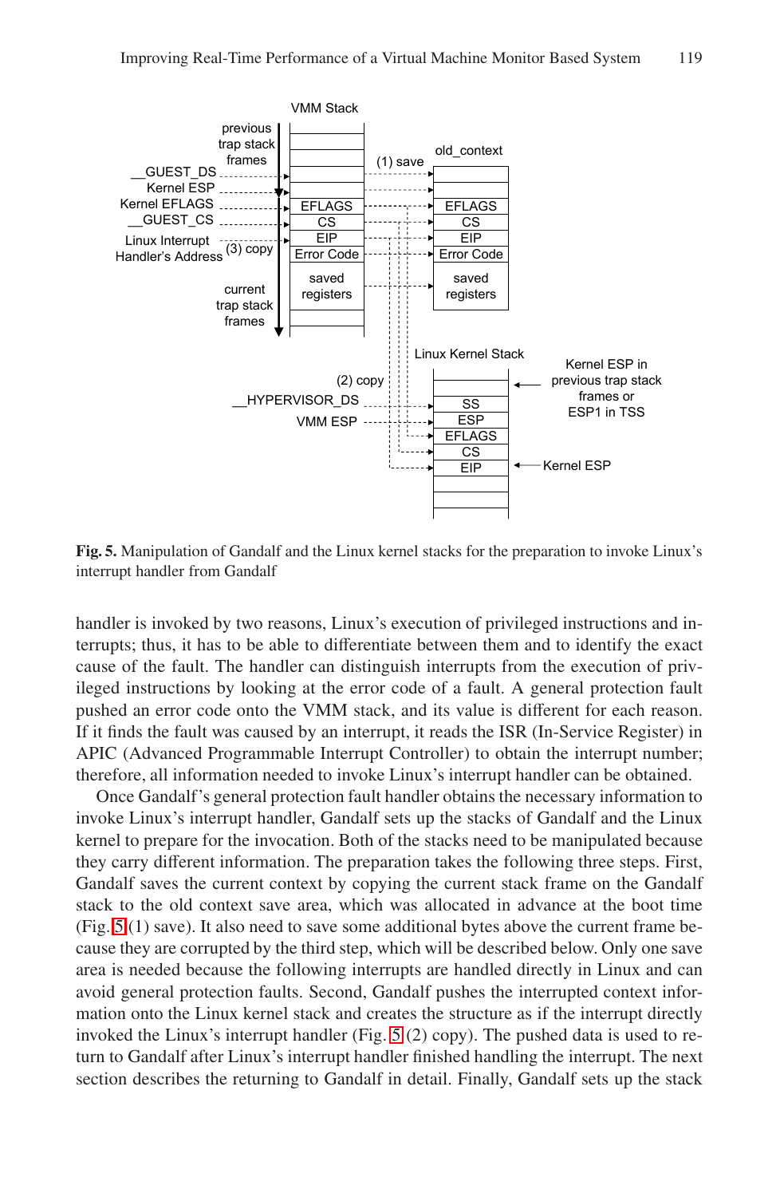VMM Stack

previous trap stack frames

__GUEST_DS

Kernel ESP

Kernel EFLAGS

__GUEST_CS

Linux Interrupt Handler's Address

(3) copy

current trap stack frames

EFLAGS

CS

EIP

Error Code

saved registers

(1) save

old_context

EFLAGS

CS

EIP

Error Code

saved registers

Linux Kernel Stack

(2) copy

__HYPERVISOR_DS

VMM ESP

SS

ESP

EFLAGS

CS

EIP

Kernel ESP in previous trap stack frames or ESP1 in TSS

Kernel ESP

**Fig. 5.** Manipulation of Gandalf and the Linux kernel stacks for the preparation to invoke Linux's interrupt handler from Gandalf

handler is invoked by two reasons, Linux's execution of privileged instructions and interrupts; thus, it has to be able to differentiate between them and to identify the exact cause of the fault. The handler can distinguish interrupts from the execution of privileged instructions by looking at the error code of a fault. A general protection fault pushed an error code onto the VMM stack, and its value is different for each reason. If it finds the fault was caused by an interrupt, it reads the ISR (In-Service Register) in APIC (Advanced Programmable Interrupt Controller) to obtain the interrupt number; therefore, all information needed to invoke Linux's interrupt handler can be obtained.

Once Gandalf's general protection fault handler obtains the necessary information to invoke Linux's interrupt handler, Gandalf sets up the stacks of Gandalf and the Linux kernel to prepare for the invocation. Both of the stacks need to be manipulated because they carry different information. The preparation takes the following three steps. First, Gandalf saves the current context by copying the current stack frame on the Gandalf stack to the old context save area, which was allocated in advance at the boot time (Fig. 5 (1) save). It also need to save some additional bytes above the current frame because they are corrupted by the third step, which will be described below. Only one save area is needed because the following interrupts are handled directly in Linux and can avoid general protection faults. Second, Gandalf pushes the interrupted context information onto the Linux kernel stack and creates the structure as if the interrupt directly invoked the Linux's interrupt handler (Fig. 5 (2) copy). The pushed data is used to return to Gandalf after Linux's interrupt handler finished handling the interrupt. The next section describes the returning to Gandalf in detail. Finally, Gandalf sets up the stack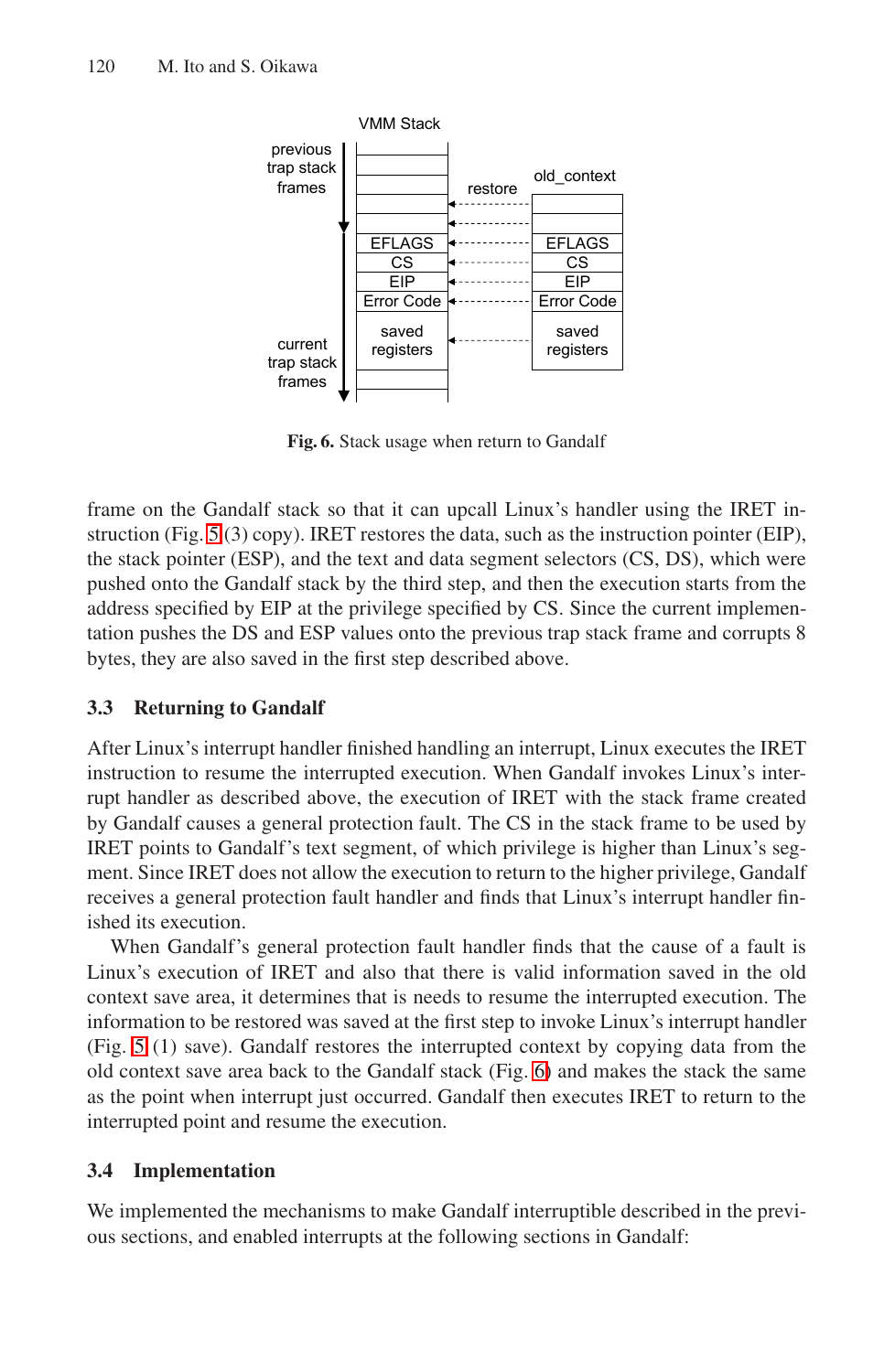Fig. 6. Stack usage when return to Gandalf

frame on the Gandalf stack so that it can upcall Linux's handler using the IRET instruction (Fig. 5 (3) copy). IRET restores the data, such as the instruction pointer (EIP), the stack pointer (ESP), and the text and data segment selectors (CS, DS), which were pushed onto the Gandalf stack by the third step, and then the execution starts from the address specified by EIP at the privilege specified by CS. Since the current implementation pushes the DS and ESP values onto the previous trap stack frame and corrupts 8 bytes, they are also saved in the first step described above.

### 3.3 Returning to Gandalf

After Linux's interrupt handler finished handling an interrupt, Linux executes the IRET instruction to resume the interrupted execution. When Gandalf invokes Linux's interrupt handler as described above, the execution of IRET with the stack frame created by Gandalf causes a general protection fault. The CS in the stack frame to be used by IRET points to Gandalf's text segment, of which privilege is higher than Linux's segment. Since IRET does not allow the execution to return to the higher privilege, Gandalf receives a general protection fault handler and finds that Linux's interrupt handler finished its execution.

When Gandalf's general protection fault handler finds that the cause of a fault is Linux's execution of IRET and also that there is valid information saved in the old context save area, it determines that is needs to resume the interrupted execution. The information to be restored was saved at the first step to invoke Linux's interrupt handler (Fig. 5 (1) save). Gandalf restores the interrupted context by copying data from the old context save area back to the Gandalf stack (Fig. 6) and makes the stack the same as the point when interrupt just occurred. Gandalf then executes IRET to return to the interrupted point and resume the execution.

### 3.4 Implementation

We implemented the mechanisms to make Gandalf interruptible described in the previous sections, and enabled interrupts at the following sections in Gandalf: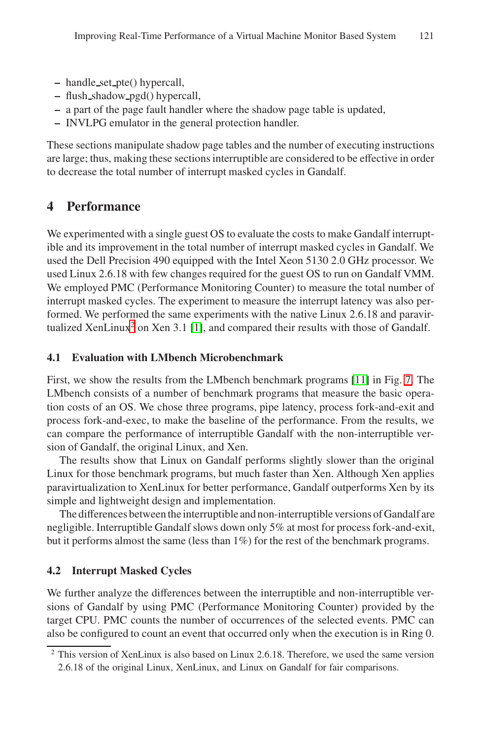- handle_set_pte() hypercall,
- flush_shadow_pgd() hypercall,
- a part of the page fault handler where the shadow page table is updated,
- INVLPG emulator in the general protection handler.

These sections manipulate shadow page tables and the number of executing instructions are large; thus, making these sections interruptible are considered to be effective in order to decrease the total number of interrupt masked cycles in Gandalf.

## 4 Performance

We experimented with a single guest OS to evaluate the costs to make Gandalf interruptible and its improvement in the total number of interrupt masked cycles in Gandalf. We used the Dell Precision 490 equipped with the Intel Xeon 5130 2.0 GHz processor. We used Linux 2.6.18 with few changes required for the guest OS to run on Gandalf VMM. We employed PMC (Performance Monitoring Counter) to measure the total number of interrupt masked cycles. The experiment to measure the interrupt latency was also performed. We performed the same experiments with the native Linux 2.6.18 and paravirtualized XenLinux[2] on Xen 3.1 [1], and compared their results with those of Gandalf.

### 4.1 Evaluation with LMbench Microbenchmark

First, we show the results from the LMbench benchmark programs [11] in Fig. 7. The LMbench consists of a number of benchmark programs that measure the basic operation costs of an OS. We chose three programs, pipe latency, process fork-and-exit and process fork-and-exec, to make the baseline of the performance. From the results, we can compare the performance of interruptible Gandalf with the non-interruptible version of Gandalf, the original Linux, and Xen.

The results show that Linux on Gandalf performs slightly slower than the original Linux for those benchmark programs, but much faster than Xen. Although Xen applies paravirtualization to XenLinux for better performance, Gandalf outperforms Xen by its simple and lightweight design and implementation.

The differences between the interruptible and non-interruptible versions of Gandalf are negligible. Interruptible Gandalf slows down only 5% at most for process fork-and-exit, but it performs almost the same (less than 1%) for the rest of the benchmark programs.

### 4.2 Interrupt Masked Cycles

We further analyze the differences between the interruptible and non-interruptible versions of Gandalf by using PMC (Performance Monitoring Counter) provided by the target CPU. PMC counts the number of occurrences of the selected events. PMC can also be configured to count an event that occurred only when the execution is in Ring 0.

[2] This version of XenLinux is also based on Linux 2.6.18. Therefore, we used the same version 2.6.18 of the original Linux, XenLinux, and Linux on Gandalf for fair comparisons.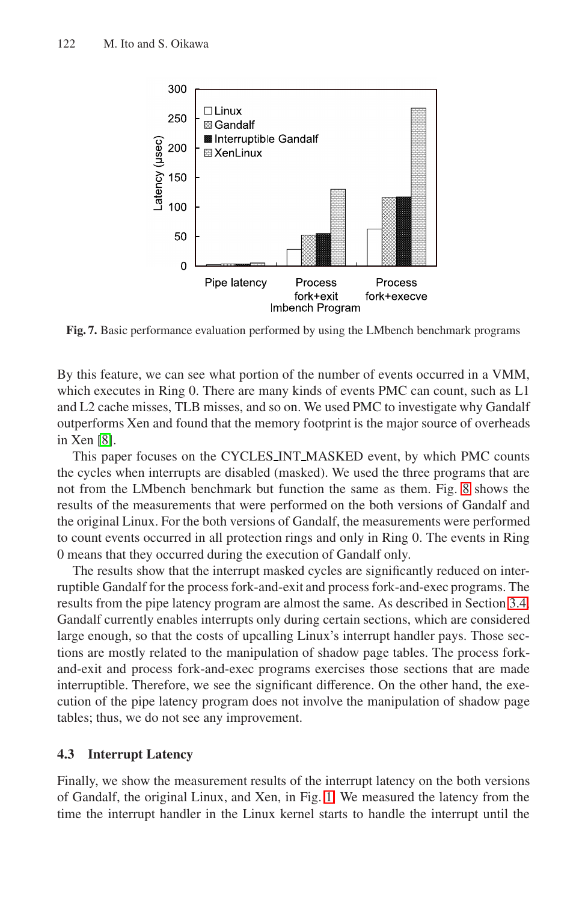**Fig. 7.** Basic performance evaluation performed by using the LMbench benchmark programs

By this feature, we can see what portion of the number of events occurred in a VMM, which executes in Ring 0. There are many kinds of events PMC can count, such as L1 and L2 cache misses, TLB misses, and so on. We used PMC to investigate why Gandalf outperforms Xen and found that the memory footprint is the major source of overheads in Xen [8].

This paper focuses on the CYCLES_INT_MASKED event, by which PMC counts the cycles when interrupts are disabled (masked). We used the three programs that are not from the LMbench benchmark but function the same as them. Fig. 8 shows the results of the measurements that were performed on the both versions of Gandalf and the original Linux. For the both versions of Gandalf, the measurements were performed to count events occurred in all protection rings and only in Ring 0. The events in Ring 0 means that they occurred during the execution of Gandalf only.

The results show that the interrupt masked cycles are significantly reduced on interruptible Gandalf for the process fork-and-exit and process fork-and-exec programs. The results from the pipe latency program are almost the same. As described in Section 3.4, Gandalf currently enables interrupts only during certain sections, which are considered large enough, so that the costs of upcalling Linux's interrupt handler pays. Those sections are mostly related to the manipulation of shadow page tables. The process fork-and-exit and process fork-and-exec programs exercises those sections that are made interruptible. Therefore, we see the significant difference. On the other hand, the execution of the pipe latency program does not involve the manipulation of shadow page tables; thus, we do not see any improvement.

### 4.3 Interrupt Latency

Finally, we show the measurement results of the interrupt latency on the both versions of Gandalf, the original Linux, and Xen, in Fig. 1. We measured the latency from the time the interrupt handler in the Linux kernel starts to handle the interrupt until the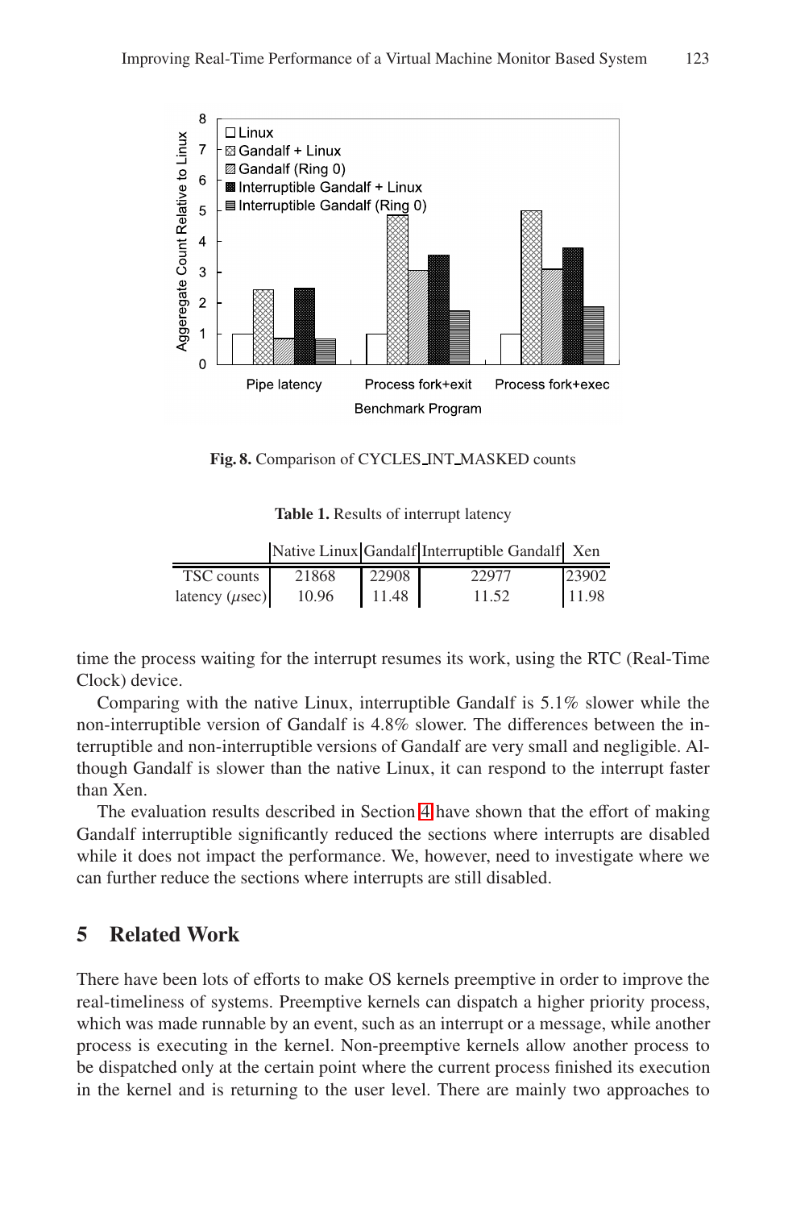Fig. 8. Comparison of CYCLES_INT_MASKED counts

Table 1. Results of interrupt latency

| | Native Linux | Gandalf | Interruptible Gandalf | Xen |
|---|---|---|---|---|
| TSC counts | 21868 | 22908 | 22977 | 23902 |
| latency ($\mu$sec) | 10.96 | 11.48 | 11.52 | 11.98 |

time the process waiting for the interrupt resumes its work, using the RTC (Real-Time Clock) device.

Comparing with the native Linux, interruptible Gandalf is 5.1% slower while the non-interruptible version of Gandalf is 4.8% slower. The differences between the interruptible and non-interruptible versions of Gandalf are very small and negligible. Although Gandalf is slower than the native Linux, it can respond to the interrupt faster than Xen.

The evaluation results described in Section 4 have shown that the effort of making Gandalf interruptible significantly reduced the sections where interrupts are disabled while it does not impact the performance. We, however, need to investigate where we can further reduce the sections where interrupts are still disabled.

## 5 Related Work

There have been lots of efforts to make OS kernels preemptive in order to improve the real-timeliness of systems. Preemptive kernels can dispatch a higher priority process, which was made runnable by an event, such as an interrupt or a message, while another process is executing in the kernel. Non-preemptive kernels allow another process to be dispatched only at the certain point where the current process finished its execution in the kernel and is returning to the user level. There are mainly two approaches to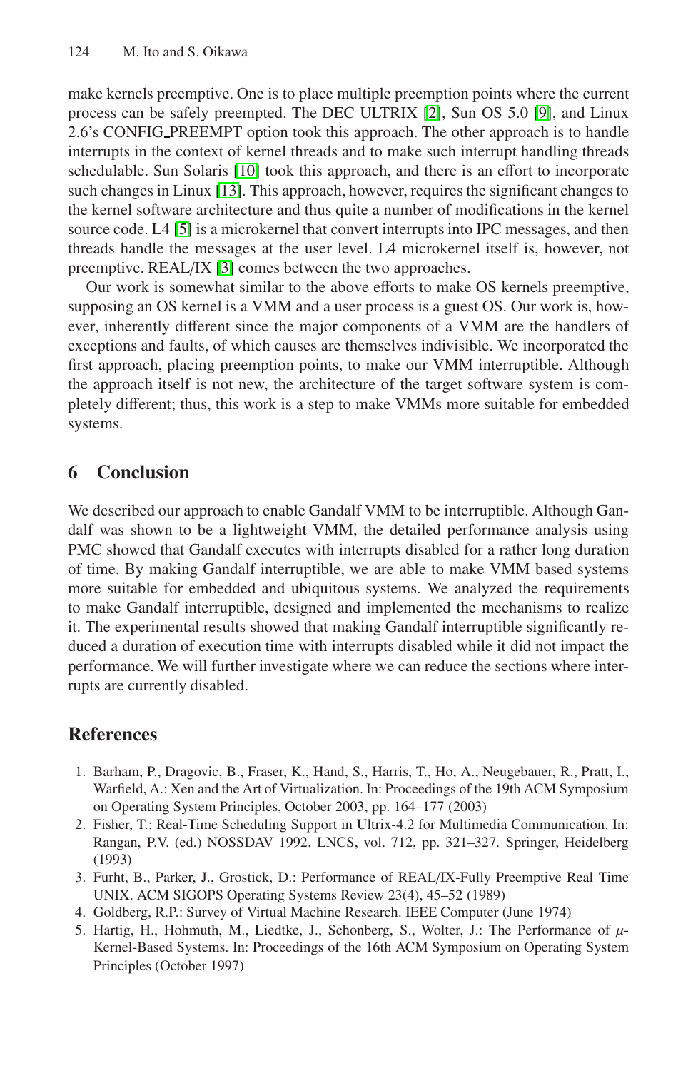make kernels preemptive. One is to place multiple preemption points where the current process can be safely preempted. The DEC ULTRIX [2], Sun OS 5.0 [9], and Linux 2.6's CONFIG_PREEMPT option took this approach. The other approach is to handle interrupts in the context of kernel threads and to make such interrupt handling threads schedulable. Sun Solaris [10] took this approach, and there is an effort to incorporate such changes in Linux [13]. This approach, however, requires the significant changes to the kernel software architecture and thus quite a number of modifications in the kernel source code. L4 [5] is a microkernel that convert interrupts into IPC messages, and then threads handle the messages at the user level. L4 microkernel itself is, however, not preemptive. REAL/IX [3] comes between the two approaches.

Our work is somewhat similar to the above efforts to make OS kernels preemptive, supposing an OS kernel is a VMM and a user process is a guest OS. Our work is, however, inherently different since the major components of a VMM are the handlers of exceptions and faults, of which causes are themselves indivisible. We incorporated the first approach, placing preemption points, to make our VMM interruptible. Although the approach itself is not new, the architecture of the target software system is completely different; thus, this work is a step to make VMMs more suitable for embedded systems.

## 6 Conclusion

We described our approach to enable Gandalf VMM to be interruptible. Although Gandalf was shown to be a lightweight VMM, the detailed performance analysis using PMC showed that Gandalf executes with interrupts disabled for a rather long duration of time. By making Gandalf interruptible, we are able to make VMM based systems more suitable for embedded and ubiquitous systems. We analyzed the requirements to make Gandalf interruptible, designed and implemented the mechanisms to realize it. The experimental results showed that making Gandalf interruptible significantly reduced a duration of execution time with interrupts disabled while it did not impact the performance. We will further investigate where we can reduce the sections where interrupts are currently disabled.

## References

1. Barham, P., Dragovic, B., Fraser, K., Hand, S., Harris, T., Ho, A., Neugebauer, R., Pratt, I., Warfield, A.: Xen and the Art of Virtualization. In: Proceedings of the 19th ACM Symposium on Operating System Principles, October 2003, pp. 164–177 (2003)
2. Fisher, T.: Real-Time Scheduling Support in Ultrix-4.2 for Multimedia Communication. In: Rangan, P.V. (ed.) NOSSDAV 1992. LNCS, vol. 712, pp. 321–327. Springer, Heidelberg (1993)
3. Furht, B., Parker, J., Grostick, D.: Performance of REAL/IX-Fully Preemptive Real Time UNIX. ACM SIGOPS Operating Systems Review 23(4), 45–52 (1989)
4. Goldberg, R.P.: Survey of Virtual Machine Research. IEEE Computer (June 1974)
5. Hartig, H., Hohmuth, M., Liedtke, J., Schonberg, S., Wolter, J.: The Performance of $\mu$-Kernel-Based Systems. In: Proceedings of the 16th ACM Symposium on Operating System Principles (October 1997)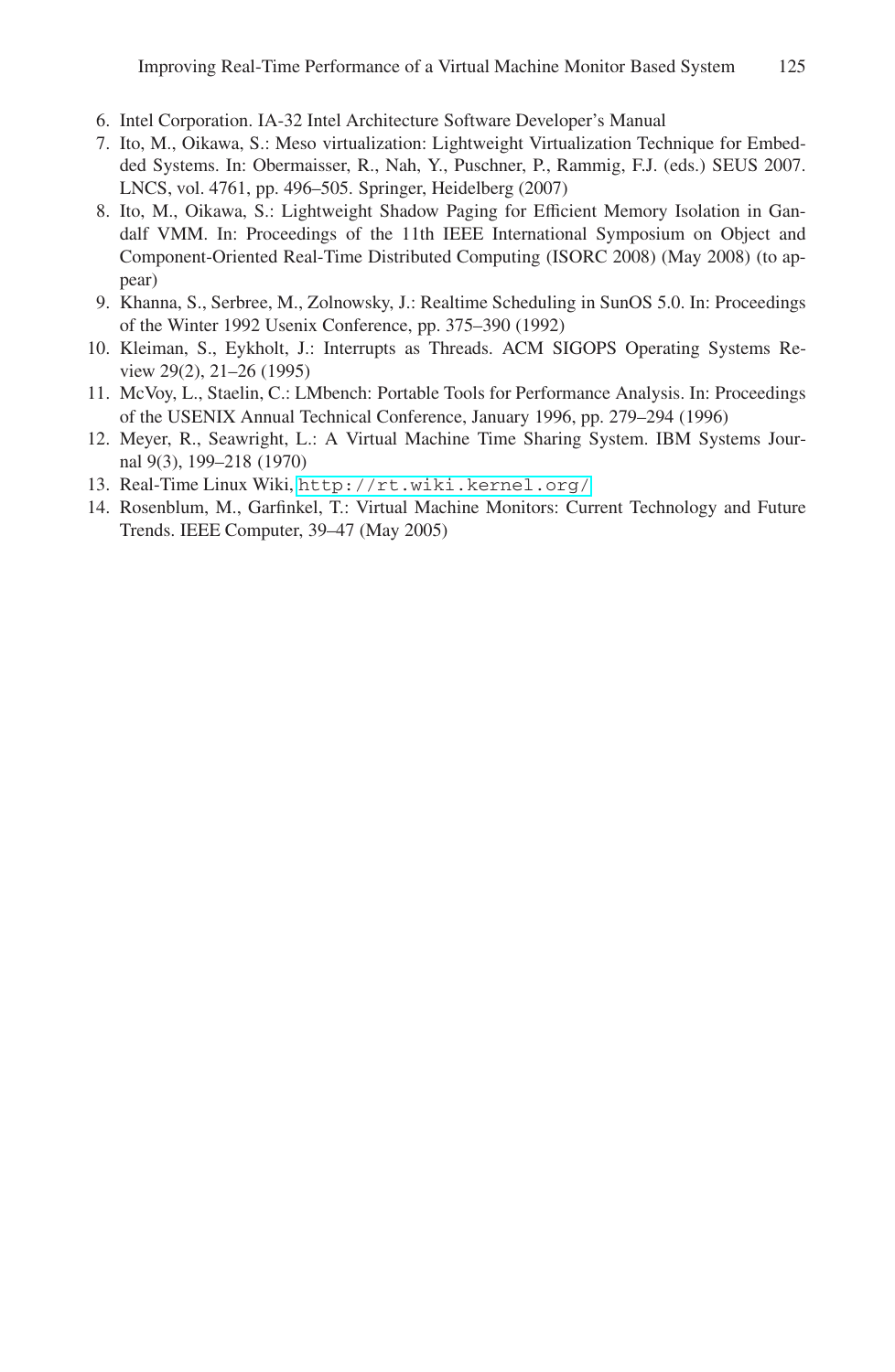6. Intel Corporation. IA-32 Intel Architecture Software Developer's Manual
7. Ito, M., Oikawa, S.: Meso virtualization: Lightweight Virtualization Technique for Embedded Systems. In: Obermaisser, R., Nah, Y., Puschner, P., Rammig, F.J. (eds.) SEUS 2007. LNCS, vol. 4761, pp. 496–505. Springer, Heidelberg (2007)
8. Ito, M., Oikawa, S.: Lightweight Shadow Paging for Efficient Memory Isolation in Gandalf VMM. In: Proceedings of the 11th IEEE International Symposium on Object and Component-Oriented Real-Time Distributed Computing (ISORC 2008) (May 2008) (to appear)
9. Khanna, S., Serbree, M., Zolnowsky, J.: Realtime Scheduling in SunOS 5.0. In: Proceedings of the Winter 1992 Usenix Conference, pp. 375–390 (1992)
10. Kleiman, S., Eykholt, J.: Interrupts as Threads. ACM SIGOPS Operating Systems Review 29(2), 21–26 (1995)
11. McVoy, L., Staelin, C.: LMbench: Portable Tools for Performance Analysis. In: Proceedings of the USENIX Annual Technical Conference, January 1996, pp. 279–294 (1996)
12. Meyer, R., Seawright, L.: A Virtual Machine Time Sharing System. IBM Systems Journal 9(3), 199–218 (1970)
13. Real-Time Linux Wiki, http://rt.wiki.kernel.org/
14. Rosenblum, M., Garfinkel, T.: Virtual Machine Monitors: Current Technology and Future Trends. IEEE Computer, 39–47 (May 2005)